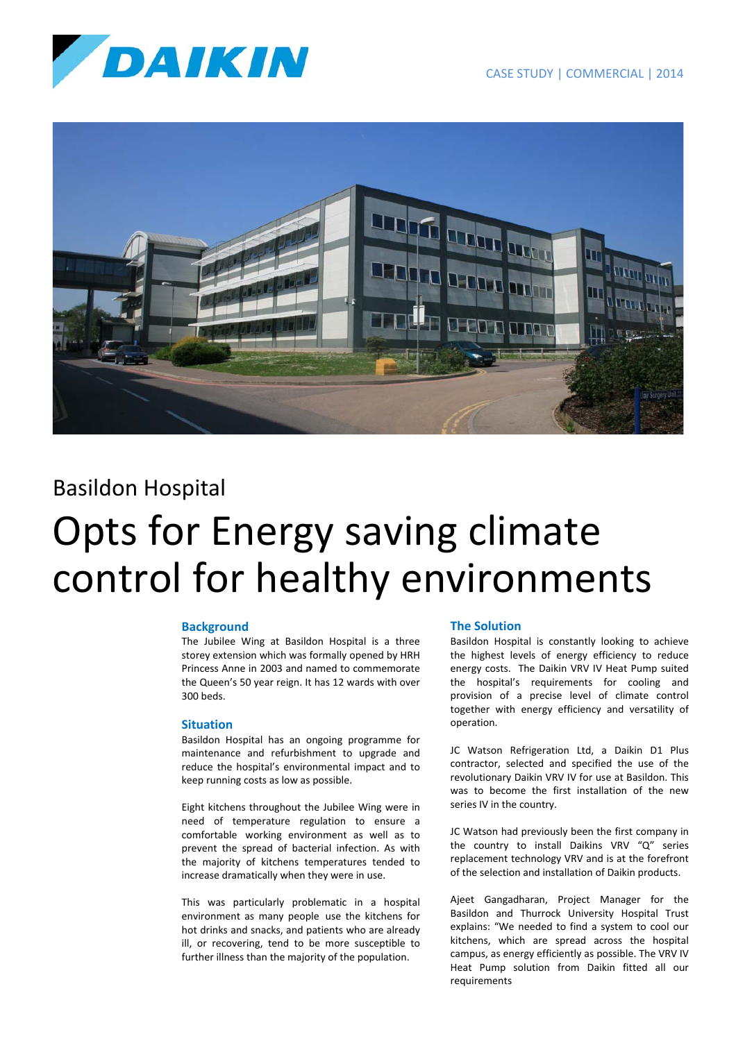CASE STUDY | COMMERCIAL | 2014

## Basildon Hospital

# Opts for Energy saving climate control for healthy environments

### Background

The Jubilee Wing at Basildon Hospital is a three storey extension which was formally opened by HRH Princess Anne in 2003 and named to commemorate the Queen's 50 year reign. It has 12 wards with over 300 beds.

### Situation

Basildon Hospital has an ongoing programme for maintenance and refurbishment to upgrade and reduce the hospital's environmental impact and to keep running costs as low as possible.

Eight kitchens throughout the Jubilee Wing were in need of temperature regulation to ensure a comfortable working environment as well as to prevent the spread of bacterial infection. As with the majority of kitchens temperatures tended to increase dramatically when they were in use.

This was particularly problematic in a hospital environment as many people use the kitchens for hot drinks and snacks, and patients who are already ill, or recovering, tend to be more susceptible to further illness than the majority of the population.

### The Solution

Basildon Hospital is constantly looking to achieve the highest levels of energy efficiency to reduce energy costs. The Daikin VRV IV Heat Pump suited the hospital's requirements for cooling and provision of a precise level of climate control together with energy efficiency and versatility of operation.

JC Watson Refrigeration Ltd, a Daikin D1 Plus contractor, selected and specified the use of the revolutionary Daikin VRV IV for use at Basildon. This was to become the first installation of the new series IV in the country.

JC Watson had previously been the first company in the country to install Daikins VRV "Q" series replacement technology VRV and is at the forefront of the selection and installation of Daikin products.

Ajeet Gangadharan, Project Manager for the Basildon and Thurrock University Hospital Trust explains: "We needed to find a system to cool our kitchens, which are spread across the hospital campus, as energy efficiently as possible. The VRV IV Heat Pump solution from Daikin fitted all our requirements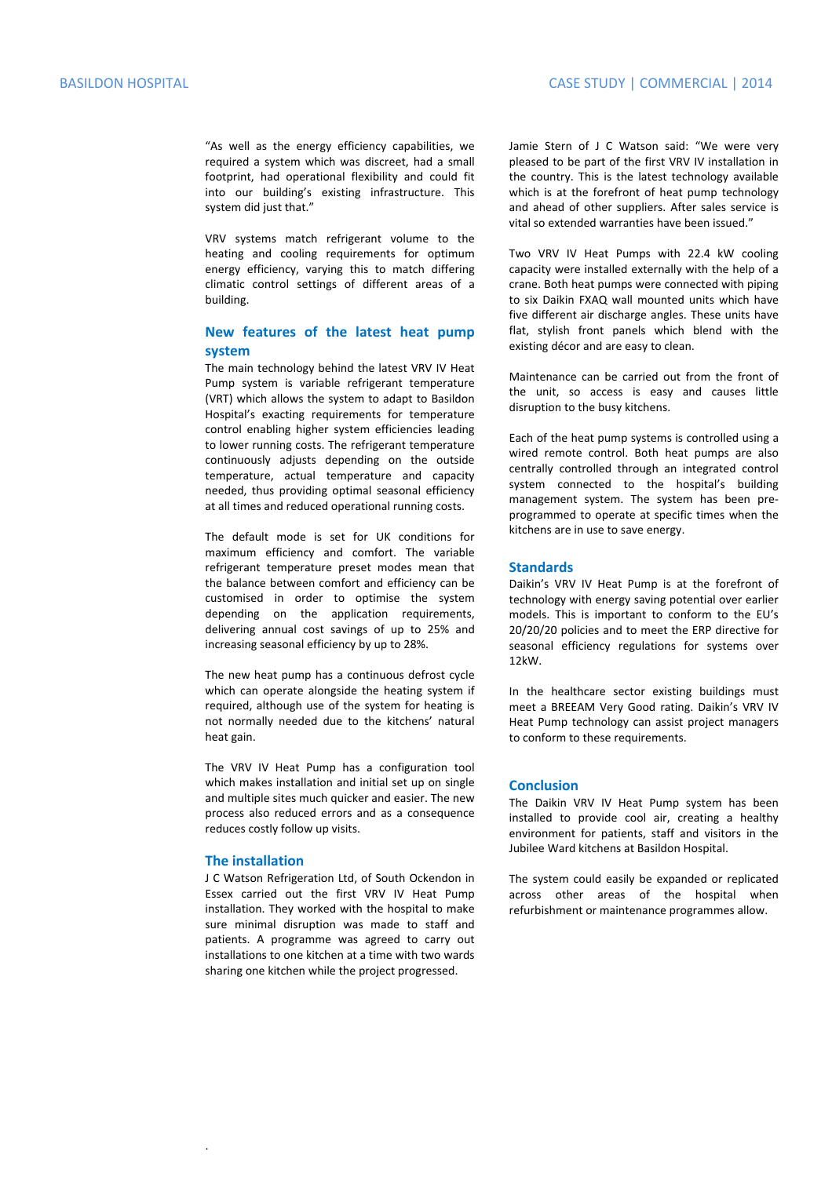"As well as the energy efficiency capabilities, we required a system which was discreet, had a small footprint, had operational flexibility and could fit into our building's existing infrastructure. This system did just that."

VRV systems match refrigerant volume to the heating and cooling requirements for optimum energy efficiency, varying this to match differing climatic control settings of different areas of a building.

## New features of the latest heat pump system

The main technology behind the latest VRV IV Heat Pump system is variable refrigerant temperature (VRT) which allows the system to adapt to Basildon Hospital's exacting requirements for temperature control enabling higher system efficiencies leading to lower running costs. The refrigerant temperature continuously adjusts depending on the outside temperature, actual temperature and capacity needed, thus providing optimal seasonal efficiency at all times and reduced operational running costs.

The default mode is set for UK conditions for maximum efficiency and comfort. The variable refrigerant temperature preset modes mean that the balance between comfort and efficiency can be customised in order to optimise the system depending on the application requirements, delivering annual cost savings of up to 25% and increasing seasonal efficiency by up to 28%.

The new heat pump has a continuous defrost cycle which can operate alongside the heating system if required, although use of the system for heating is not normally needed due to the kitchens' natural heat gain.

The VRV IV Heat Pump has a configuration tool which makes installation and initial set up on single and multiple sites much quicker and easier. The new process also reduced errors and as a consequence reduces costly follow up visits.

## The installation

J C Watson Refrigeration Ltd, of South Ockendon in Essex carried out the first VRV IV Heat Pump installation. They worked with the hospital to make sure minimal disruption was made to staff and patients. A programme was agreed to carry out installations to one kitchen at a time with two wards sharing one kitchen while the project progressed.

Jamie Stern of J C Watson said: "We were very pleased to be part of the first VRV IV installation in the country. This is the latest technology available which is at the forefront of heat pump technology and ahead of other suppliers. After sales service is vital so extended warranties have been issued."

Two VRV IV Heat Pumps with 22.4 kW cooling capacity were installed externally with the help of a crane. Both heat pumps were connected with piping to six Daikin FXAQ wall mounted units which have five different air discharge angles. These units have flat, stylish front panels which blend with the existing décor and are easy to clean.

Maintenance can be carried out from the front of the unit, so access is easy and causes little disruption to the busy kitchens.

Each of the heat pump systems is controlled using a wired remote control. Both heat pumps are also centrally controlled through an integrated control system connected to the hospital's building management system. The system has been pre-programmed to operate at specific times when the kitchens are in use to save energy.

## Standards

Daikin's VRV IV Heat Pump is at the forefront of technology with energy saving potential over earlier models. This is important to conform to the EU's 20/20/20 policies and to meet the ERP directive for seasonal efficiency regulations for systems over 12kW.

In the healthcare sector existing buildings must meet a BREEAM Very Good rating. Daikin's VRV IV Heat Pump technology can assist project managers to conform to these requirements.

## Conclusion

The Daikin VRV IV Heat Pump system has been installed to provide cool air, creating a healthy environment for patients, staff and visitors in the Jubilee Ward kitchens at Basildon Hospital.

The system could easily be expanded or replicated across other areas of the hospital when refurbishment or maintenance programmes allow.